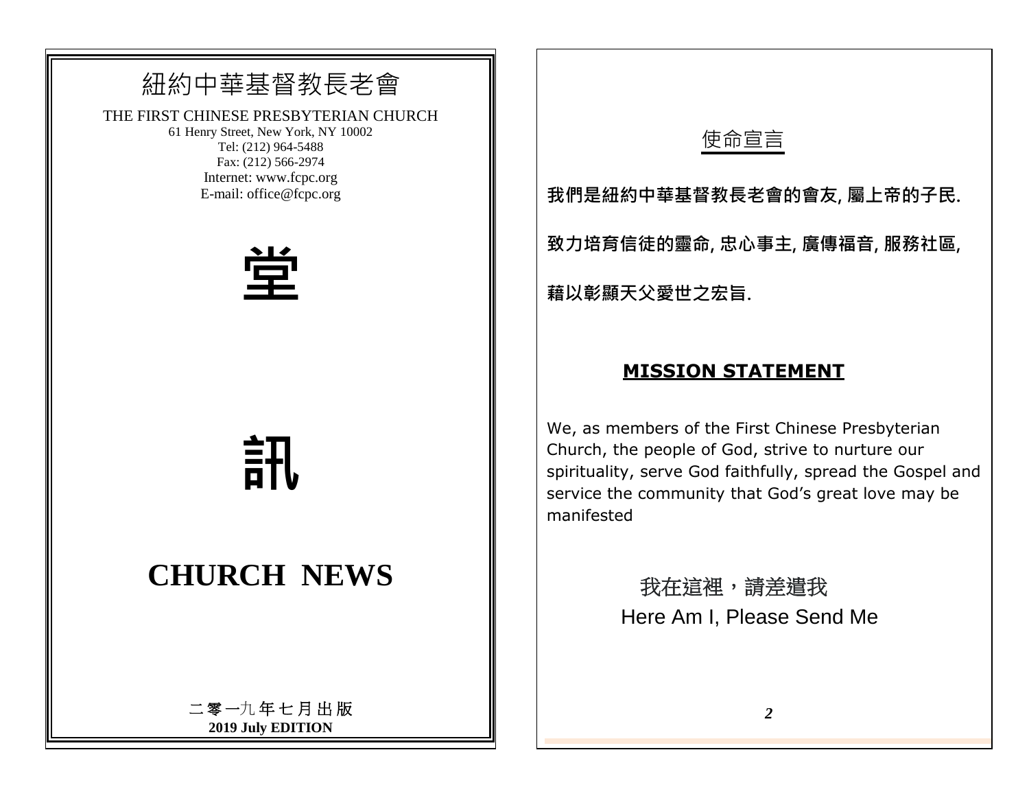# 紐約中華基督教長老會

THE FIRST CHINESE PRESBYTERIAN CHURCH
61 Henry Street, New York, NY 10002
Tel: (212) 964-5488
Fax: (212) 566-2974
Internet: www.fcpc.org
E-mail: office@fcpc.org

# 堂

# 訊

# CHURCH NEWS

二零一九年七月出版
**2019 July EDITION**

## 使命宣言

**我們是紐約中華基督教長老會的會友, 屬上帝的子民.**

**致力培育信徒的靈命, 忠心事主, 廣傳福音, 服務社區,**

**藉以彰顯天父愛世之宏旨.**

## MISSION STATEMENT

We, as members of the First Chinese Presbyterian Church, the people of God, strive to nurture our spirituality, serve God faithfully, spread the Gospel and service the community that God's great love may be manifested

我在這裡，請差遣我
Here Am I, Please Send Me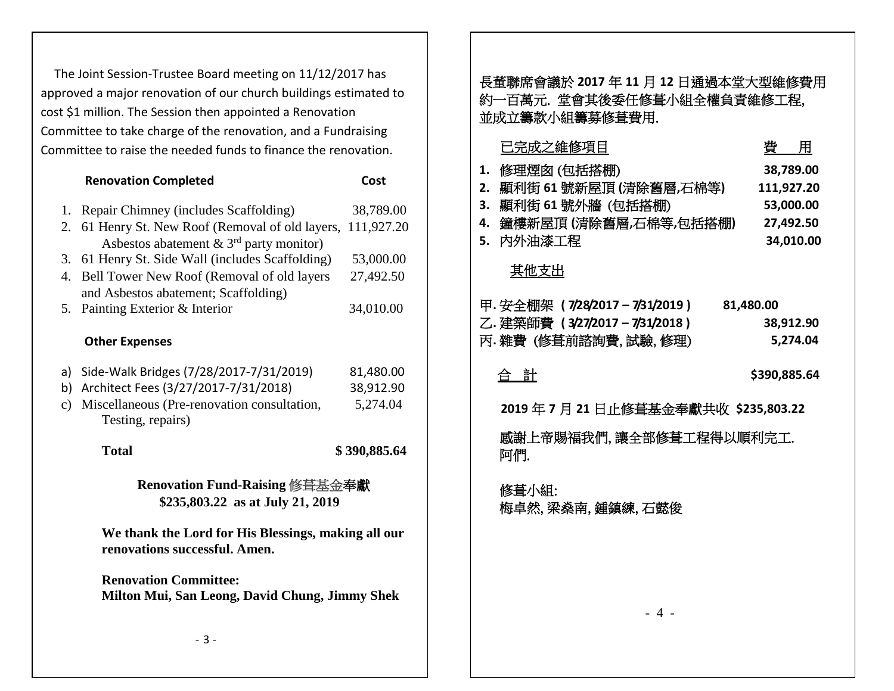The Joint Session-Trustee Board meeting on 11/12/2017 has approved a major renovation of our church buildings estimated to cost $1 million. The Session then appointed a Renovation Committee to take charge of the renovation, and a Fundraising Committee to raise the needed funds to finance the renovation.

| Renovation Completed | Cost |
|---|---|
| 1. Repair Chimney (includes Scaffolding) | 38,789.00 |
| 2. 61 Henry St. New Roof (Removal of old layers, Asbestos abatement & 3rd party monitor) | 111,927.20 |
| 3. 61 Henry St. Side Wall (includes Scaffolding) | 53,000.00 |
| 4. Bell Tower New Roof (Removal of old layers and Asbestos abatement; Scaffolding) | 27,492.50 |
| 5. Painting Exterior & Interior | 34,010.00 |

**Other Expenses**

| | |
|---|---|
| a) Side-Walk Bridges (7/28/2017-7/31/2019) | 81,480.00 |
| b) Architect Fees (3/27/2017-7/31/2018) | 38,912.90 |
| c) Miscellaneous (Pre-renovation consultation, Testing, repairs) | 5,274.04 |
| **Total** | **$ 390,885.64** |

**Renovation Fund-Raising 修葺基金奉獻**
**$235,803.22 as at July 21, 2019**

**We thank the Lord for His Blessings, making all our renovations successful. Amen.**

**Renovation Committee:**
**Milton Mui, San Leong, David Chung, Jimmy Shek**

長董聯席會議於 **2017** 年 **11** 月 **12** 日通過本堂大型維修費用約一百萬元. 堂會其後委任修葺小組全權負責維修工程, 並成立籌款小組籌募修葺費用.

| 已完成之維修項目 | 費　用 |
|---|---|
| **1.** 修理煙囪 (包括搭棚) | **38,789.00** |
| **2.** 顯利街 **61** 號新屋頂 **(**清除舊層**,**石棉等**)** | **111,927.20** |
| **3.** 顯利街 **61** 號外牆 (包括搭棚) | **53,000.00** |
| **4.** 鐘樓新屋頂 **(**清除舊層**,**石棉等**,**包括搭棚**)** | **27,492.50** |
| **5.** 內外油漆工程 | **34,010.00** |

其他支出

| | |
|---|---|
| 甲. 安全棚架 **( 7/28/2017 – 7/31/2019 )** | **81,480.00** |
| 乙. 建築師費 **( 3/27/2017 – 7/31/2018 )** | **38,912.90** |
| 丙. 雜費 (修葺前諮詢費, 試驗, 修理) | **5,274.04** |
| 合　計 | **$390,885.64** |

**2019** 年 **7** 月 **21** 日止修葺基金奉獻共收 **$235,803.22**

感謝上帝賜福我們, 讓全部修葺工程得以順利完工. 阿們.

修葺小組:
梅卓然, 梁燊南, 鍾鎮練, 石懿俊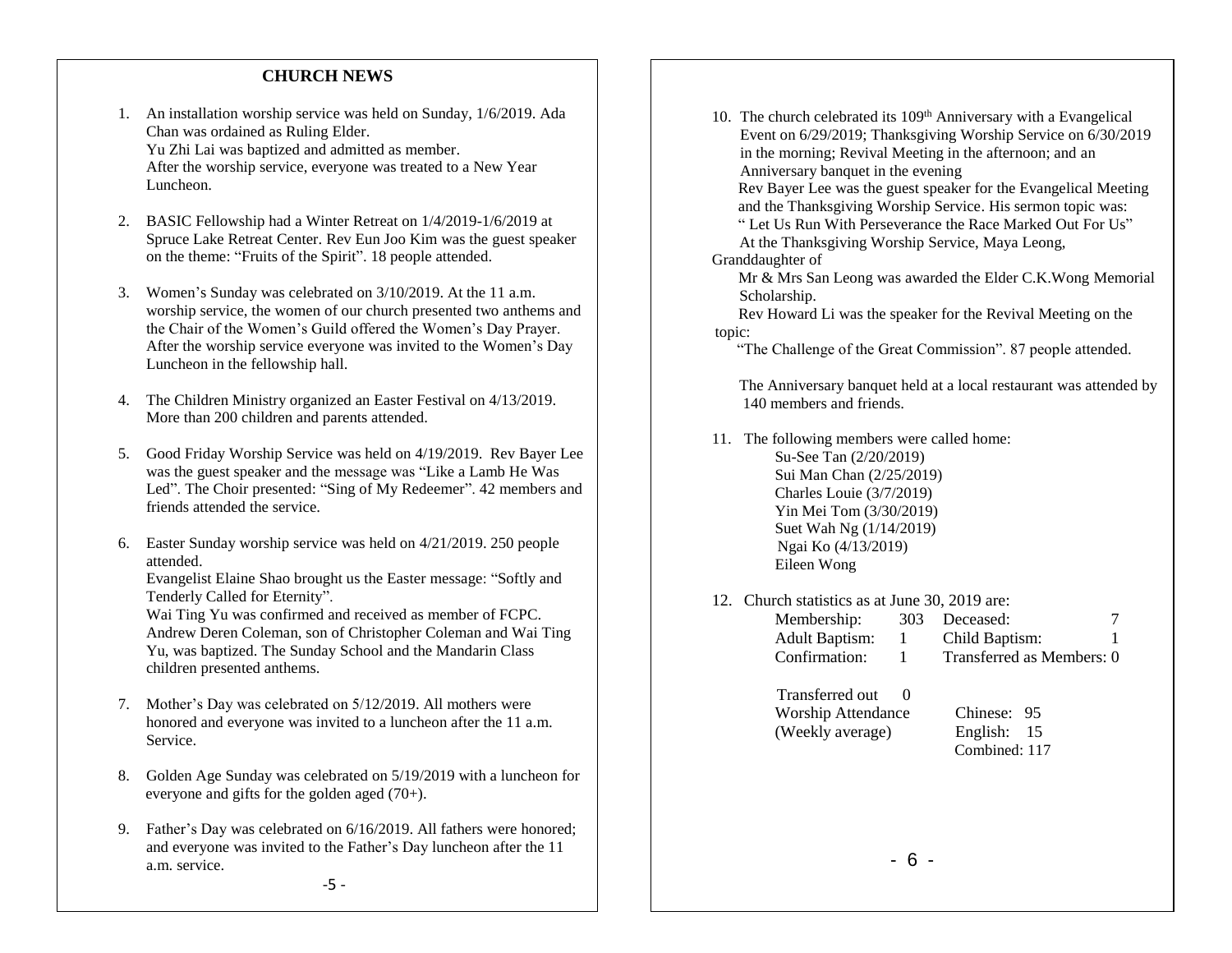## CHURCH NEWS

1. An installation worship service was held on Sunday, 1/6/2019. Ada Chan was ordained as Ruling Elder.
   Yu Zhi Lai was baptized and admitted as member.
   After the worship service, everyone was treated to a New Year Luncheon.

2. BASIC Fellowship had a Winter Retreat on 1/4/2019-1/6/2019 at Spruce Lake Retreat Center. Rev Eun Joo Kim was the guest speaker on the theme: “Fruits of the Spirit”. 18 people attended.

3. Women’s Sunday was celebrated on 3/10/2019. At the 11 a.m. worship service, the women of our church presented two anthems and the Chair of the Women’s Guild offered the Women’s Day Prayer. After the worship service everyone was invited to the Women’s Day Luncheon in the fellowship hall.

4. The Children Ministry organized an Easter Festival on 4/13/2019. More than 200 children and parents attended.

5. Good Friday Worship Service was held on 4/19/2019. Rev Bayer Lee was the guest speaker and the message was “Like a Lamb He Was Led”. The Choir presented: “Sing of My Redeemer”. 42 members and friends attended the service.

6. Easter Sunday worship service was held on 4/21/2019. 250 people attended.
   Evangelist Elaine Shao brought us the Easter message: “Softly and Tenderly Called for Eternity”.
   Wai Ting Yu was confirmed and received as member of FCPC. Andrew Deren Coleman, son of Christopher Coleman and Wai Ting Yu, was baptized. The Sunday School and the Mandarin Class children presented anthems.

7. Mother’s Day was celebrated on 5/12/2019. All mothers were honored and everyone was invited to a luncheon after the 11 a.m. Service.

8. Golden Age Sunday was celebrated on 5/19/2019 with a luncheon for everyone and gifts for the golden aged (70+).

9. Father’s Day was celebrated on 6/16/2019. All fathers were honored; and everyone was invited to the Father’s Day luncheon after the 11 a.m. service.

10. The church celebrated its 109th Anniversary with a Evangelical Event on 6/29/2019; Thanksgiving Worship Service on 6/30/2019 in the morning; Revival Meeting in the afternoon; and an Anniversary banquet in the evening
    Rev Bayer Lee was the guest speaker for the Evangelical Meeting and the Thanksgiving Worship Service. His sermon topic was: “ Let Us Run With Perseverance the Race Marked Out For Us”
    At the Thanksgiving Worship Service, Maya Leong, Granddaughter of Mr & Mrs San Leong was awarded the Elder C.K.Wong Memorial Scholarship.
    Rev Howard Li was the speaker for the Revival Meeting on the topic: “The Challenge of the Great Commission”. 87 people attended.

    The Anniversary banquet held at a local restaurant was attended by 140 members and friends.

11. The following members were called home:
    - Su-See Tan (2/20/2019)
    - Sui Man Chan (2/25/2019)
    - Charles Louie (3/7/2019)
    - Yin Mei Tom (3/30/2019)
    - Suet Wah Ng (1/14/2019)
    - Ngai Ko (4/13/2019)
    - Eileen Wong

12. Church statistics as at June 30, 2019 are:

| | | | |
|---|---|---|---|
| Membership: | 303 | Deceased: | 7 |
| Adult Baptism: | 1 | Child Baptism: | 1 |
| Confirmation: | 1 | Transferred as Members: | 0 |
| Transferred out | 0 | | |
| Worship Attendance | | Chinese: | 95 |
| (Weekly average) | | English: | 15 |
| | | Combined: | 117 |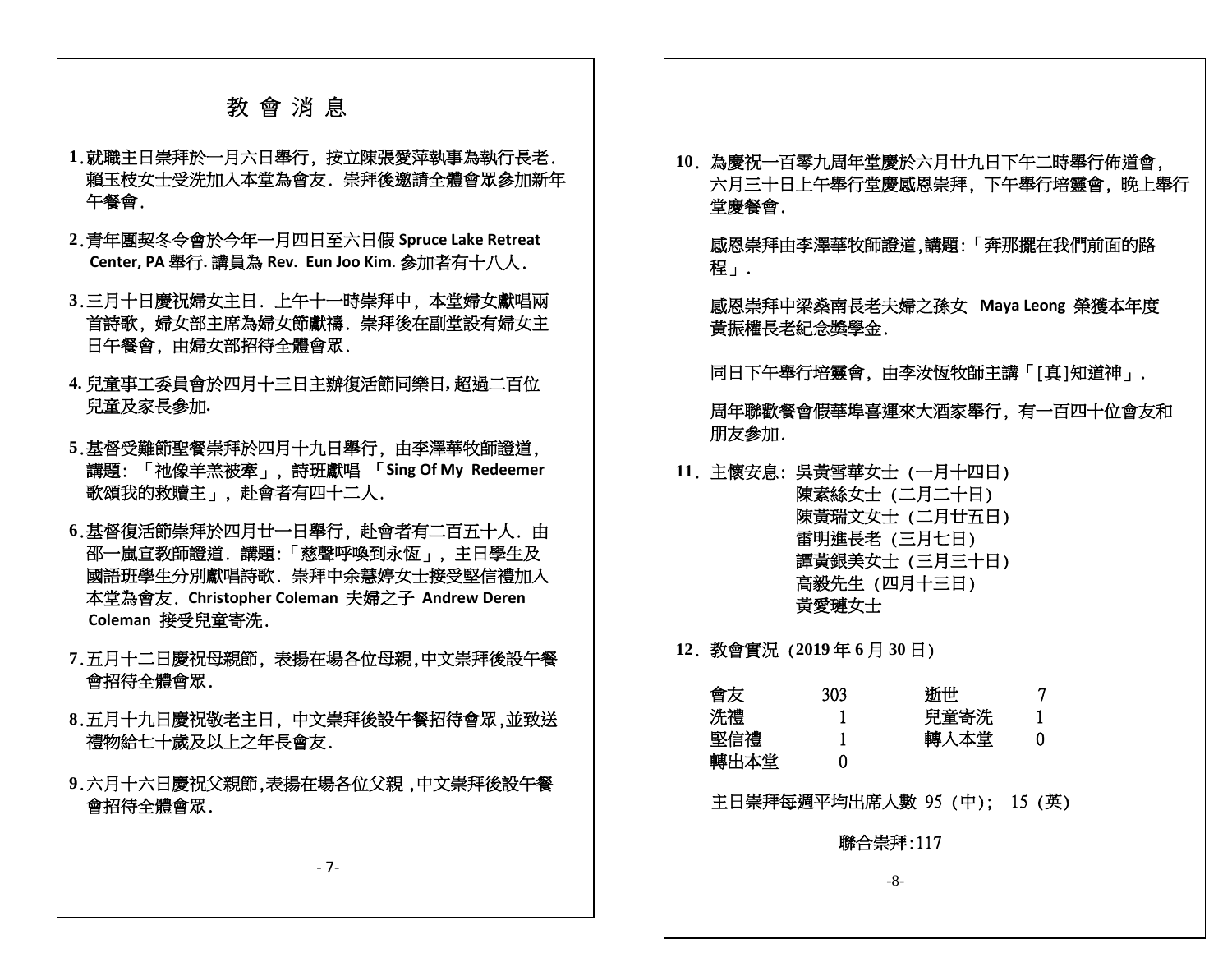# 教 會 消 息

**1**.就職主日崇拜於一月六日舉行，按立陳張愛萍執事為執行長老．賴玉枝女士受洗加入本堂為會友．崇拜後邀請全體會眾參加新年午餐會．

**2**.青年團契冬令會於今年一月四日至六日假 **Spruce Lake Retreat Center, PA** 舉行. 講員為 **Rev. Eun Joo Kim**. 參加者有十八人．

**3**.三月十日慶祝婦女主日．上午十一時崇拜中，本堂婦女獻唱兩首詩歌，婦女部主席為婦女節獻禱．崇拜後在副堂設有婦女主日午餐會，由婦女部招待全體會眾．

**4.** 兒童事工委員會於四月十三日主辦復活節同樂日,超過二百位兒童及家長參加.

**5**.基督受難節聖餐崇拜於四月十九日舉行，由李澤華牧師證道，講題：「祂像羊羔被牽」，詩班獻唱 「**Sing Of My Redeemer** 歌頌我的救贖主」，赴會者有四十二人．

**6**.基督復活節崇拜於四月廿一日舉行，赴會者有二百五十人．由邵一嵐宣教師證道．講題:「慈聲呼喚到永恆」，主日學生及國語班學生分別獻唱詩歌．崇拜中余慧婷女士接受堅信禮加入本堂為會友．**Christopher Coleman** 夫婦之子 **Andrew Deren Coleman** 接受兒童寄洗．

**7**.五月十二日慶祝母親節，表揚在場各位母親,中文崇拜後設午餐會招待全體會眾．

**8**.五月十九日慶祝敬老主日，中文崇拜後設午餐招待會眾,並致送禮物給七十歲及以上之年長會友．

**9**.六月十六日慶祝父親節,表揚在場各位父親 ,中文崇拜後設午餐會招待全體會眾．

**10**．為慶祝一百零九周年堂慶於六月廿九日下午二時舉行佈道會，六月三十日上午舉行堂慶感恩崇拜，下午舉行培靈會，晚上舉行堂慶餐會．

感恩崇拜由李澤華牧師證道,講題:「奔那擺在我們前面的路程」．

感恩崇拜中梁燊南長老夫婦之孫女 **Maya Leong** 榮獲本年度黃振權長老紀念獎學金．

同日下午舉行培靈會，由李汝恆牧師主講「[真]知道神」．

周年聯歡餐會假華埠喜運來大酒家舉行，有一百四十位會友和朋友參加．

**11**．主懷安息：吳黃雪華女士（一月十四日）
陳素絲女士（二月二十日）
陳黃瑞文女士（二月廿五日）
雷明進長老（三月七日）
譚黃銀美女士（三月三十日）
高毅先生（四月十三日）
黃愛璉女士

**12**．教會實況 (**2019** 年 **6** 月 **30** 日)

| | | | |
|---|---|---|---|
| 會友 | 303 | 逝世 | 7 |
| 洗禮 | 1 | 兒童寄洗 | 1 |
| 堅信禮 | 1 | 轉入本堂 | 0 |
| 轉出本堂 | 0 | | |

主日崇拜每週平均出席人數 95（中）; 15（英）

聯合崇拜:117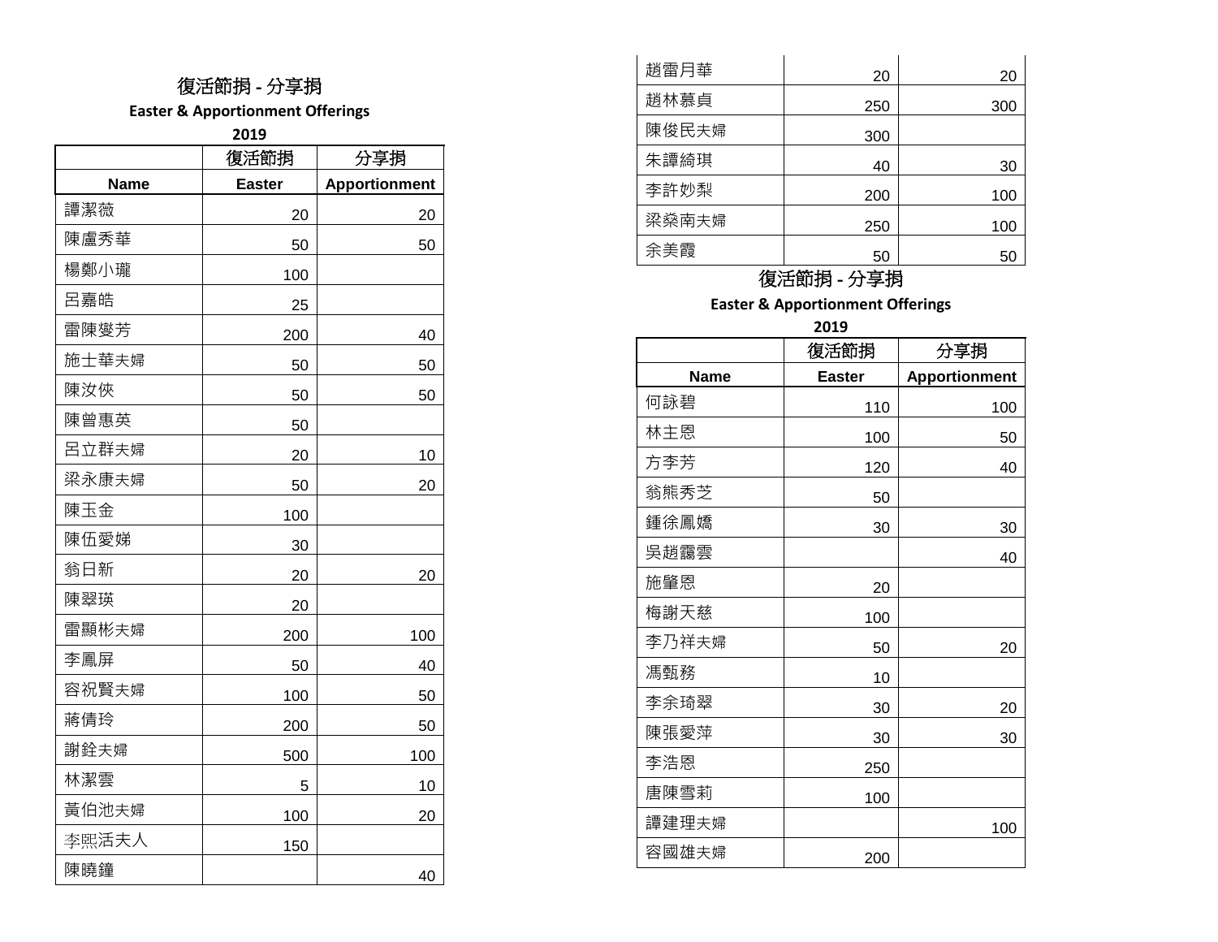## 復活節捐 - 分享捐

**Easter & Apportionment Offerings**

**2019**

| | 復活節捐 | 分享捐 |
|---|---|---|
| **Name** | **Easter** | **Apportionment** |
| 譚潔薇 | 20 | 20 |
| 陳盧秀華 | 50 | 50 |
| 楊鄭小瓏 | 100 | |
| 呂嘉皓 | 25 | |
| 雷陳燮芳 | 200 | 40 |
| 施士華夫婦 | 50 | 50 |
| 陳汝俠 | 50 | 50 |
| 陳曾惠英 | 50 | |
| 呂立群夫婦 | 20 | 10 |
| 梁永康夫婦 | 50 | 20 |
| 陳玉金 | 100 | |
| 陳伍愛娣 | 30 | |
| 翁日新 | 20 | 20 |
| 陳翠瑛 | 20 | |
| 雷顯彬夫婦 | 200 | 100 |
| 李鳳屏 | 50 | 40 |
| 容祝賢夫婦 | 100 | 50 |
| 蔣倩玲 | 200 | 50 |
| 謝銓夫婦 | 500 | 100 |
| 林潔雲 | 5 | 10 |
| 黃伯池夫婦 | 100 | 20 |
| 李熙活夫人 | 150 | |
| 陳曉鐘 | | 40 |
| 趙雷月華 | 20 | 20 |
| 趙林慕貞 | 250 | 300 |
| 陳俊民夫婦 | 300 | |
| 朱譚綺琪 | 40 | 30 |
| 李許妙梨 | 200 | 100 |
| 梁燊南夫婦 | 250 | 100 |
| 余美霞 | 50 | 50 |

## 復活節捐 - 分享捐

**Easter & Apportionment Offerings**

**2019**

| | 復活節捐 | 分享捐 |
|---|---|---|
| **Name** | **Easter** | **Apportionment** |
| 何詠碧 | 110 | 100 |
| 林主恩 | 100 | 50 |
| 方李芳 | 120 | 40 |
| 翁熊秀芝 | 50 | |
| 鍾徐鳳嬌 | 30 | 30 |
| 吳趙靄雲 | | 40 |
| 施肇恩 | 20 | |
| 梅謝天慈 | 100 | |
| 李乃祥夫婦 | 50 | 20 |
| 馮甄務 | 10 | |
| 李余琦翠 | 30 | 20 |
| 陳張愛萍 | 30 | 30 |
| 李浩恩 | 250 | |
| 唐陳雪莉 | 100 | |
| 譚建理夫婦 | | 100 |
| 容國雄夫婦 | 200 | |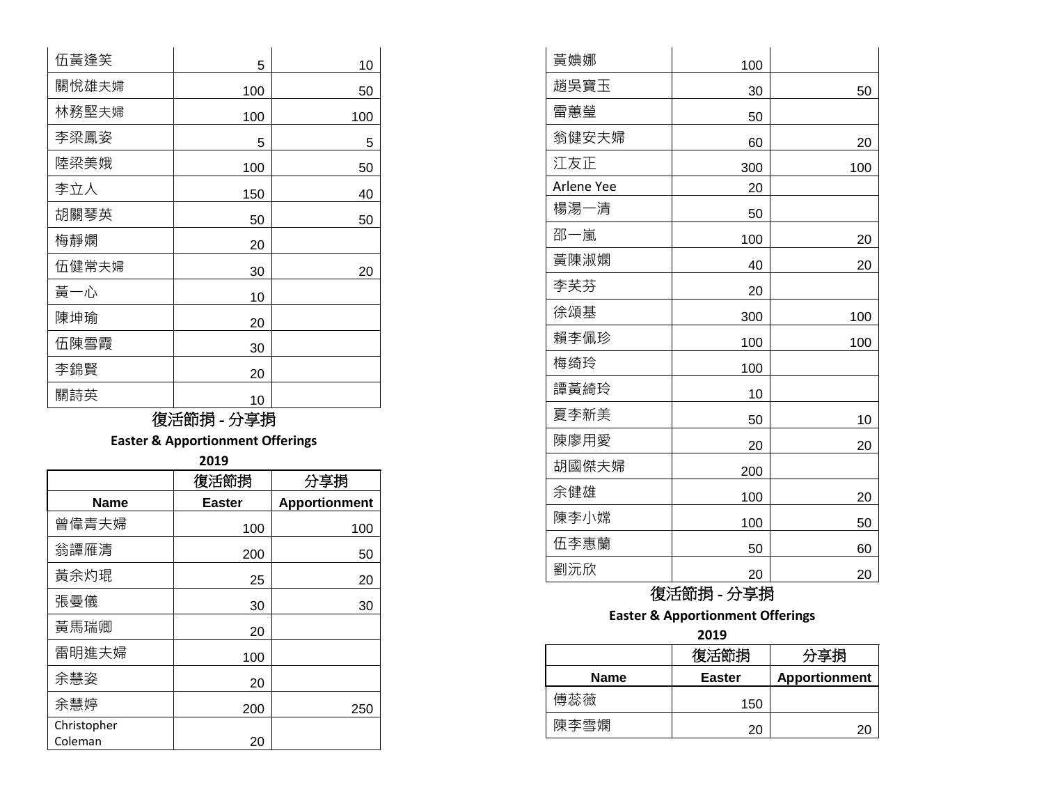| | | |
|---|---|---|
| 伍黃逢笑 | 5 | 10 |
| 關悅雄夫婦 | 100 | 50 |
| 林務堅夫婦 | 100 | 100 |
| 李梁鳳姿 | 5 | 5 |
| 陸梁美娥 | 100 | 50 |
| 李立人 | 150 | 40 |
| 胡關琴英 | 50 | 50 |
| 梅靜嫻 | 20 | |
| 伍健常夫婦 | 30 | 20 |
| 黃一心 | 10 | |
| 陳坤瑜 | 20 | |
| 伍陳雪霞 | 30 | |
| 李錦賢 | 20 | |
| 關詩英 | 10 | |

## 復活節捐 - 分享捐

**Easter & Apportionment Offerings**

**2019**

| | 復活節捐 | 分享捐 |
|---|---|---|
| **Name** | **Easter** | **Apportionment** |
| 曾偉青夫婦 | 100 | 100 |
| 翁譚雁清 | 200 | 50 |
| 黃余灼琨 | 25 | 20 |
| 張曼儀 | 30 | 30 |
| 黃馬瑞卿 | 20 | |
| 雷明進夫婦 | 100 | |
| 余慧姿 | 20 | |
| 余慧婷 | 200 | 250 |
| Christopher Coleman | 20 | |

| | | |
|---|---|---|
| 黃婰娜 | 100 | |
| 趙吳寶玉 | 30 | 50 |
| 雷蕙瑩 | 50 | |
| 翁健安夫婦 | 60 | 20 |
| 江友正 | 300 | 100 |
| Arlene Yee | 20 | |
| 楊湯一清 | 50 | |
| 邵一嵐 | 100 | 20 |
| 黃陳淑嫻 | 40 | 20 |
| 李芙芬 | 20 | |
| 徐頌基 | 300 | 100 |
| 賴李佩珍 | 100 | 100 |
| 梅绮玲 | 100 | |
| 譚黃綺玲 | 10 | |
| 夏李新美 | 50 | 10 |
| 陳廖用愛 | 20 | 20 |
| 胡國傑夫婦 | 200 | |
| 余健雄 | 100 | 20 |
| 陳李小媄 | 100 | 50 |
| 伍李惠蘭 | 50 | 60 |
| 劉沅欣 | 20 | 20 |

## 復活節捐 - 分享捐

**Easter & Apportionment Offerings**

**2019**

| | 復活節捐 | 分享捐 |
|---|---|---|
| **Name** | **Easter** | **Apportionment** |
| 傅蕊薇 | 150 | |
| 陳李雪嫻 | 20 | 20 |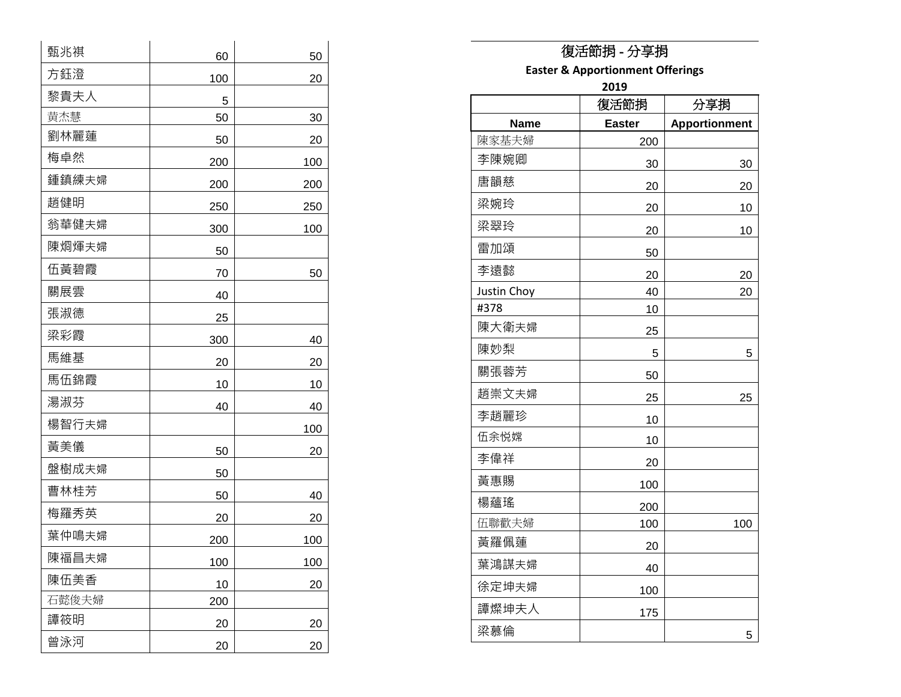| | | |
|---|---|---|
| 甄兆祺 | 60 | 50 |
| 方鈺澄 | 100 | 20 |
| 黎貴夫人 | 5 | |
| 黃杰慧 | 50 | 30 |
| 劉林麗蓮 | 50 | 20 |
| 梅卓然 | 200 | 100 |
| 鍾鎮練夫婦 | 200 | 200 |
| 趙健明 | 250 | 250 |
| 翁華健夫婦 | 300 | 100 |
| 陳烱輝夫婦 | 50 | |
| 伍黃碧霞 | 70 | 50 |
| 關展雲 | 40 | |
| 張淑德 | 25 | |
| 梁彩霞 | 300 | 40 |
| 馬維基 | 20 | 20 |
| 馬伍錦霞 | 10 | 10 |
| 湯淑芬 | 40 | 40 |
| 楊智行夫婦 | | 100 |
| 黃美儀 | 50 | 20 |
| 盤樹成夫婦 | 50 | |
| 曹林桂芳 | 50 | 40 |
| 梅羅秀英 | 20 | 20 |
| 葉仲鳴夫婦 | 200 | 100 |
| 陳福昌夫婦 | 100 | 100 |
| 陳伍美香 | 10 | 20 |
| 石懿俊夫婦 | 200 | |
| 譚筱明 | 20 | 20 |
| 曾泳河 | 20 | 20 |

## 復活節捐 - 分享捐

**Easter & Apportionment Offerings**

**2019**

| | 復活節捐 | 分享捐 |
|---|---|---|
| **Name** | **Easter** | **Apportionment** |
| 陳家基夫婦 | 200 | |
| 李陳婉卿 | 30 | 30 |
| 唐韻慈 | 20 | 20 |
| 梁婉玲 | 20 | 10 |
| 梁翠玲 | 20 | 10 |
| 雷加頌 | 50 | |
| 李遠懿 | 20 | 20 |
| Justin Choy | 40 | 20 |
| #378 | 10 | |
| 陳大衛夫婦 | 25 | |
| 陳妙梨 | 5 | 5 |
| 關張蓉芳 | 50 | |
| 趙崇文夫婦 | 25 | 25 |
| 李趙麗珍 | 10 | |
| 伍余悦嫦 | 10 | |
| 李偉祥 | 20 | |
| 黃惠賜 | 100 | |
| 楊蘊瑤 | 200 | |
| 伍聯歡夫婦 | 100 | 100 |
| 黃羅佩蓮 | 20 | |
| 葉鴻謀夫婦 | 40 | |
| 徐定坤夫婦 | 100 | |
| 譚燦坤夫人 | 175 | |
| 梁慕倫 | | 5 |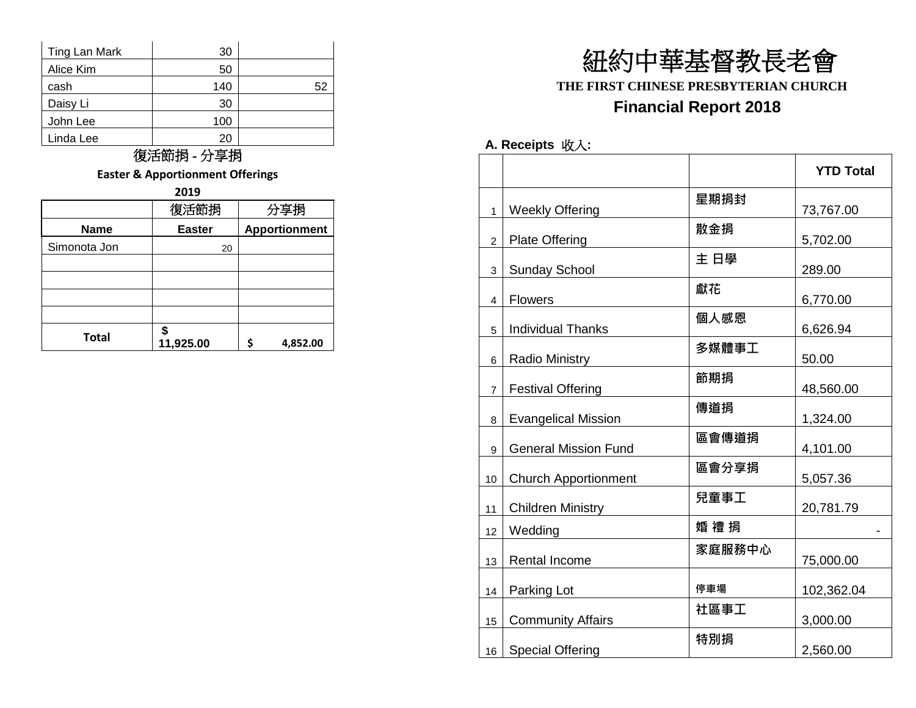| Ting Lan Mark | 30 | |
|---|---|---|
| Alice Kim | 50 | |
| cash | 140 | 52 |
| Daisy Li | 30 | |
| John Lee | 100 | |
| Linda Lee | 20 | |

## 復活節捐 - 分享捐

**Easter & Apportionment Offerings**

**2019**

| | 復活節捐 | 分享捐 |
|---|---|---|
| **Name** | **Easter** | **Apportionment** |
| Simonota Jon | 20 | |
| | | |
| | | |
| | | |
| | | |
| **Total** | **$ 11,925.00** | **$ 4,852.00** |

# 紐約中華基督教長老會

**THE FIRST CHINESE PRESBYTERIAN CHURCH**

## Financial Report 2018

**A. Receipts 收入:**

| | | | **YTD Total** |
|---|---|---|---|
| 1 | Weekly Offering | 星期捐封 | 73,767.00 |
| 2 | Plate Offering | 散金捐 | 5,702.00 |
| 3 | Sunday School | 主 日學 | 289.00 |
| 4 | Flowers | 獻花 | 6,770.00 |
| 5 | Individual Thanks | 個人感恩 | 6,626.94 |
| 6 | Radio Ministry | 多媒體事工 | 50.00 |
| 7 | Festival Offering | 節期捐 | 48,560.00 |
| 8 | Evangelical Mission | 傳道捐 | 1,324.00 |
| 9 | General Mission Fund | 區會傳道捐 | 4,101.00 |
| 10 | Church Apportionment | 區會分享捐 | 5,057.36 |
| 11 | Children Ministry | 兒童事工 | 20,781.79 |
| 12 | Wedding | 婚 禮 捐 | - |
| 13 | Rental Income | 家庭服務中心 | 75,000.00 |
| 14 | Parking Lot | 停車場 | 102,362.04 |
| 15 | Community Affairs | 社區事工 | 3,000.00 |
| 16 | Special Offering | 特別捐 | 2,560.00 |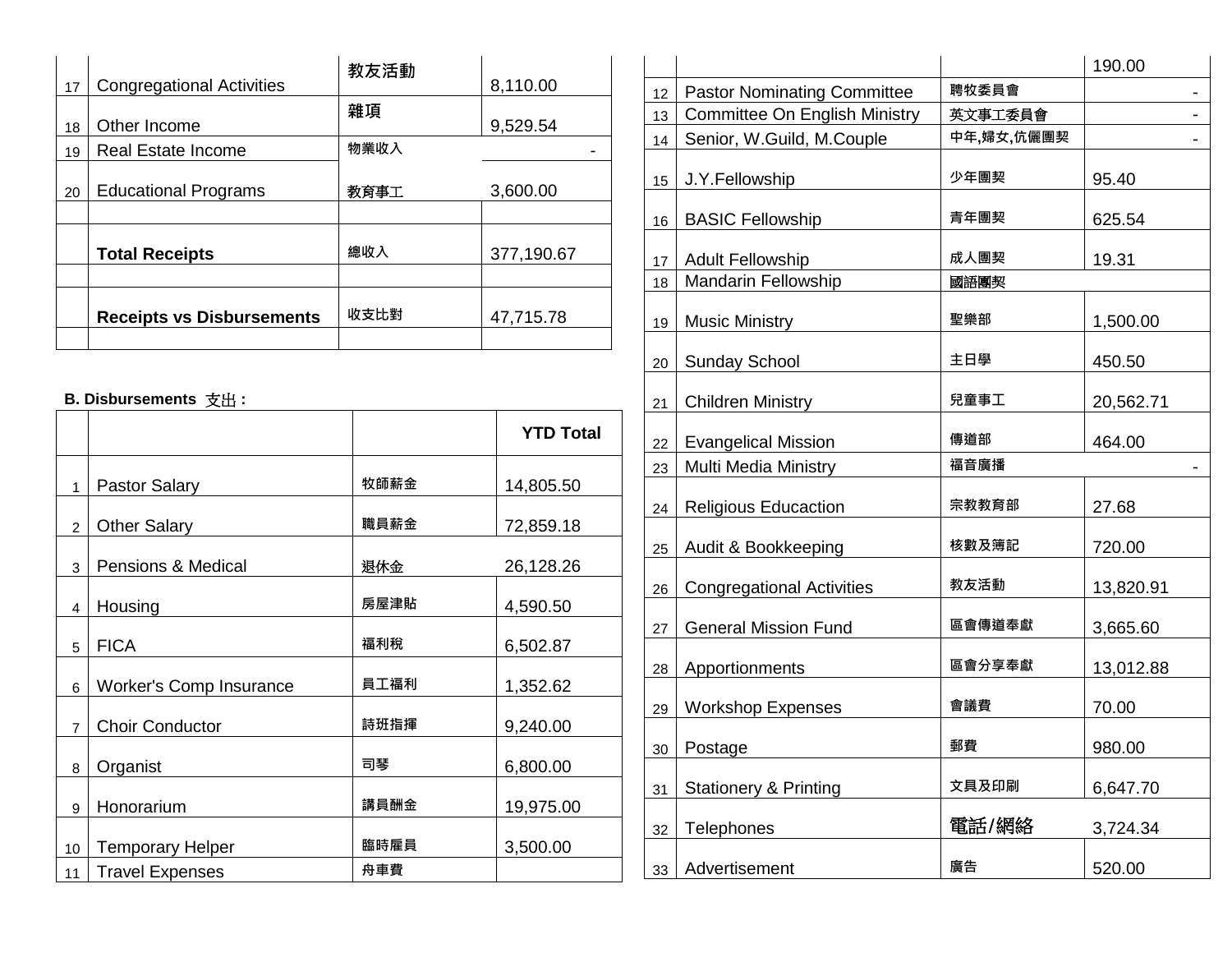| | | | |
|---|---|---|---|
| 17 | Congregational Activities | 教友活動 | 8,110.00 |
| 18 | Other Income | 雜項 | 9,529.54 |
| 19 | Real Estate Income | 物業收入 | - |
| 20 | Educational Programs | 教育事工 | 3,600.00 |
| | | | |
| | **Total Receipts** | 總收入 | 377,190.67 |
| | | | |
| | **Receipts vs Disbursements** | 收支比對 | 47,715.78 |
| | | | |

**B. Disbursements 支出 :**

| | | | YTD Total |
|---|---|---|---|
| 1 | Pastor Salary | 牧師薪金 | 14,805.50 |
| 2 | Other Salary | 職員薪金 | 72,859.18 |
| 3 | Pensions & Medical | 退休金 | 26,128.26 |
| 4 | Housing | 房屋津貼 | 4,590.50 |
| 5 | FICA | 福利稅 | 6,502.87 |
| 6 | Worker's Comp Insurance | 員工福利 | 1,352.62 |
| 7 | Choir Conductor | 詩班指揮 | 9,240.00 |
| 8 | Organist | 司琴 | 6,800.00 |
| 9 | Honorarium | 講員酬金 | 19,975.00 |
| 10 | Temporary Helper | 臨時雇員 | 3,500.00 |
| 11 | Travel Expenses | 舟車費 | 190.00 |
| 12 | Pastor Nominating Committee | 聘牧委員會 | - |
| 13 | Committee On English Ministry | 英文事工委員會 | - |
| 14 | Senior, W.Guild, M.Couple | 中年,婦女,伉儷團契 | - |
| 15 | J.Y.Fellowship | 少年團契 | 95.40 |
| 16 | BASIC Fellowship | 青年團契 | 625.54 |
| 17 | Adult Fellowship | 成人團契 | 19.31 |
| 18 | Mandarin Fellowship | 國語團契 | |
| 19 | Music Ministry | 聖樂部 | 1,500.00 |
| 20 | Sunday School | 主日學 | 450.50 |
| 21 | Children Ministry | 兒童事工 | 20,562.71 |
| 22 | Evangelical Mission | 傳道部 | 464.00 |
| 23 | Multi Media Ministry | 福音廣播 | - |
| 24 | Religious Educaction | 宗教教育部 | 27.68 |
| 25 | Audit & Bookkeeping | 核數及簿記 | 720.00 |
| 26 | Congregational Activities | 教友活動 | 13,820.91 |
| 27 | General Mission Fund | 區會傳道奉獻 | 3,665.60 |
| 28 | Apportionments | 區會分享奉獻 | 13,012.88 |
| 29 | Workshop Expenses | 會議費 | 70.00 |
| 30 | Postage | 郵費 | 980.00 |
| 31 | Stationery & Printing | 文具及印刷 | 6,647.70 |
| 32 | Telephones | 電話/網絡 | 3,724.34 |
| 33 | Advertisement | 廣告 | 520.00 |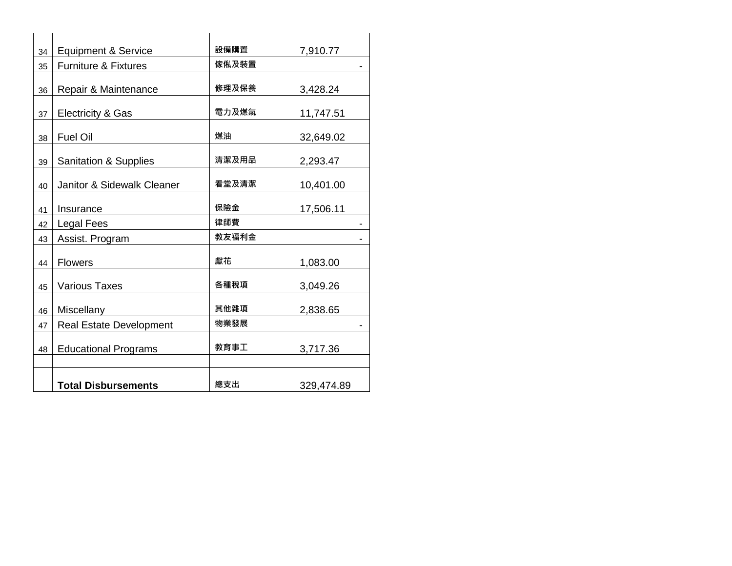| | | | |
|---|---|---|---|
| 34 | Equipment & Service | 設備購置 | 7,910.77 |
| 35 | Furniture & Fixtures | 傢俬及裝置 | - |
| 36 | Repair & Maintenance | 修理及保養 | 3,428.24 |
| 37 | Electricity & Gas | 電力及煤氣 | 11,747.51 |
| 38 | Fuel Oil | 煤油 | 32,649.02 |
| 39 | Sanitation & Supplies | 清潔及用品 | 2,293.47 |
| 40 | Janitor & Sidewalk Cleaner | 看堂及清潔 | 10,401.00 |
| 41 | Insurance | 保險金 | 17,506.11 |
| 42 | Legal Fees | 律師費 | - |
| 43 | Assist. Program | 教友福利金 | - |
| 44 | Flowers | 獻花 | 1,083.00 |
| 45 | Various Taxes | 各種稅項 | 3,049.26 |
| 46 | Miscellany | 其他雜項 | 2,838.65 |
| 47 | Real Estate Development | 物業發展 | - |
| 48 | Educational Programs | 教育事工 | 3,717.36 |
| | | | |
| | **Total Disbursements** | 總支出 | 329,474.89 |